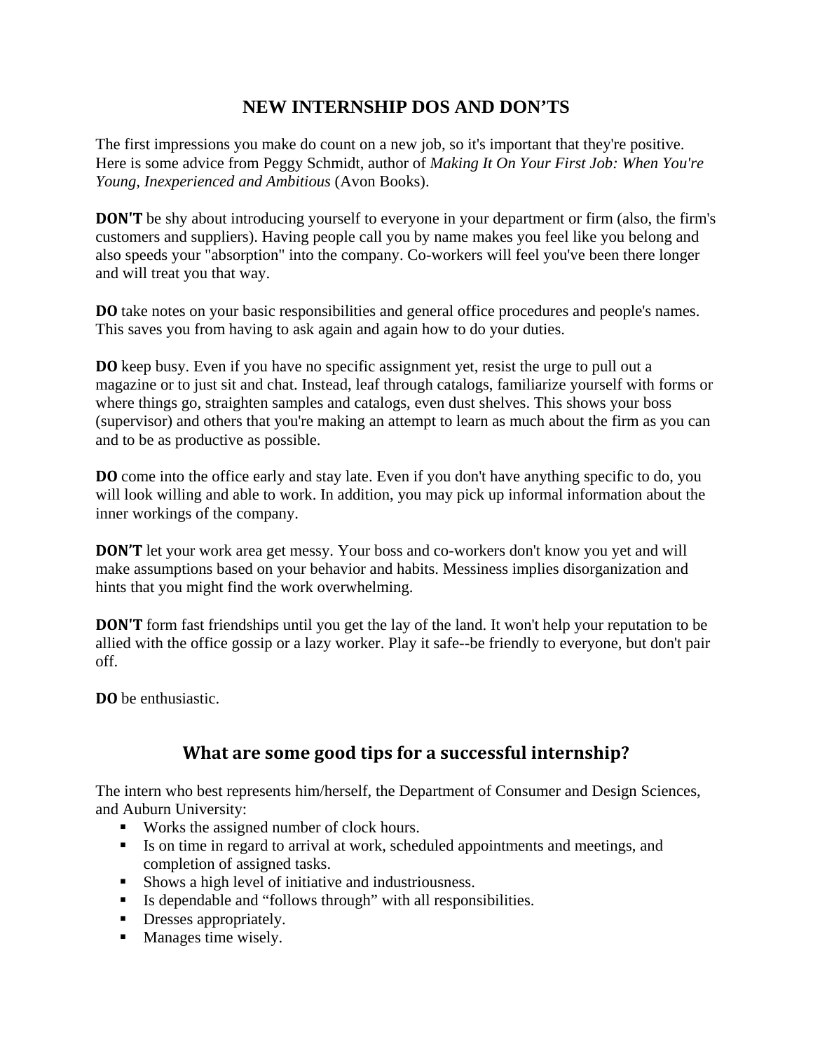# NEW INTERNSHIP DOS AND DON'TS

The first impressions you make do count on a new job, so it's important that they're positive. Here is some advice from Peggy Schmidt, author of *Making It On Your First Job: When You're Young, Inexperienced and Ambitious* (Avon Books).

**DON'T** be shy about introducing yourself to everyone in your department or firm (also, the firm's customers and suppliers). Having people call you by name makes you feel like you belong and also speeds your "absorption" into the company. Co-workers will feel you've been there longer and will treat you that way.

**DO** take notes on your basic responsibilities and general office procedures and people's names. This saves you from having to ask again and again how to do your duties.

**DO** keep busy. Even if you have no specific assignment yet, resist the urge to pull out a magazine or to just sit and chat. Instead, leaf through catalogs, familiarize yourself with forms or where things go, straighten samples and catalogs, even dust shelves. This shows your boss (supervisor) and others that you're making an attempt to learn as much about the firm as you can and to be as productive as possible.

**DO** come into the office early and stay late. Even if you don't have anything specific to do, you will look willing and able to work. In addition, you may pick up informal information about the inner workings of the company.

**DON'T** let your work area get messy. Your boss and co-workers don't know you yet and will make assumptions based on your behavior and habits. Messiness implies disorganization and hints that you might find the work overwhelming.

**DON'T** form fast friendships until you get the lay of the land. It won't help your reputation to be allied with the office gossip or a lazy worker. Play it safe--be friendly to everyone, but don't pair off.

**DO** be enthusiastic.

## What are some good tips for a successful internship?

The intern who best represents him/herself, the Department of Consumer and Design Sciences, and Auburn University:

- Works the assigned number of clock hours.
- Is on time in regard to arrival at work, scheduled appointments and meetings, and completion of assigned tasks.
- Shows a high level of initiative and industriousness.
- Is dependable and "follows through" with all responsibilities.
- Dresses appropriately.
- Manages time wisely.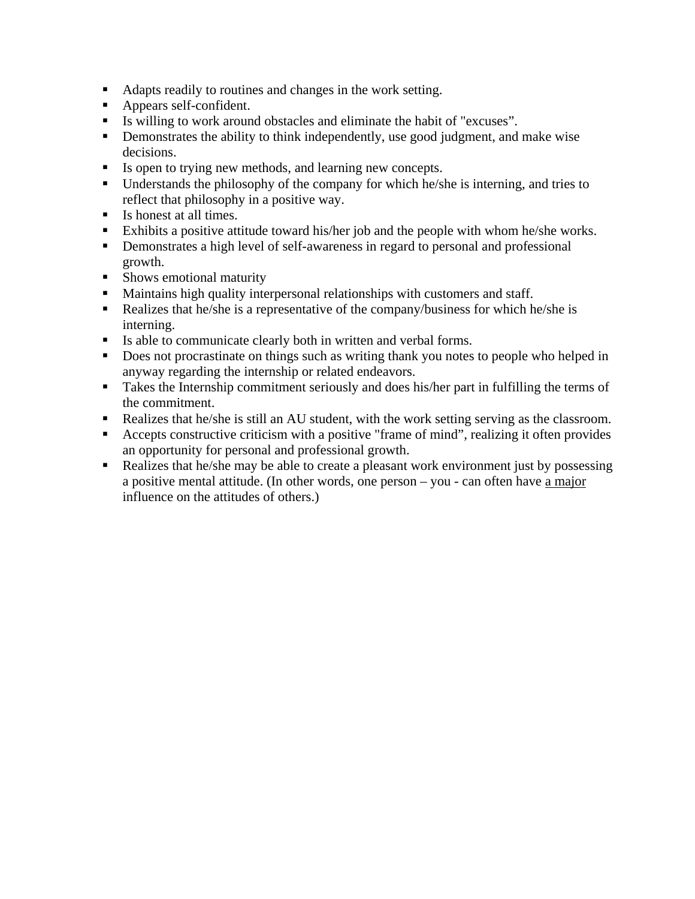- Adapts readily to routines and changes in the work setting.
- Appears self-confident.
- Is willing to work around obstacles and eliminate the habit of "excuses".
- Demonstrates the ability to think independently, use good judgment, and make wise decisions.
- Is open to trying new methods, and learning new concepts.
- Understands the philosophy of the company for which he/she is interning, and tries to reflect that philosophy in a positive way.
- Is honest at all times.
- Exhibits a positive attitude toward his/her job and the people with whom he/she works.
- Demonstrates a high level of self-awareness in regard to personal and professional growth.
- Shows emotional maturity
- Maintains high quality interpersonal relationships with customers and staff.
- Realizes that he/she is a representative of the company/business for which he/she is interning.
- Is able to communicate clearly both in written and verbal forms.
- Does not procrastinate on things such as writing thank you notes to people who helped in anyway regarding the internship or related endeavors.
- Takes the Internship commitment seriously and does his/her part in fulfilling the terms of the commitment.
- Realizes that he/she is still an AU student, with the work setting serving as the classroom.
- Accepts constructive criticism with a positive "frame of mind", realizing it often provides an opportunity for personal and professional growth.
- Realizes that he/she may be able to create a pleasant work environment just by possessing a positive mental attitude. (In other words, one person – you - can often have <u>a major</u> influence on the attitudes of others.)